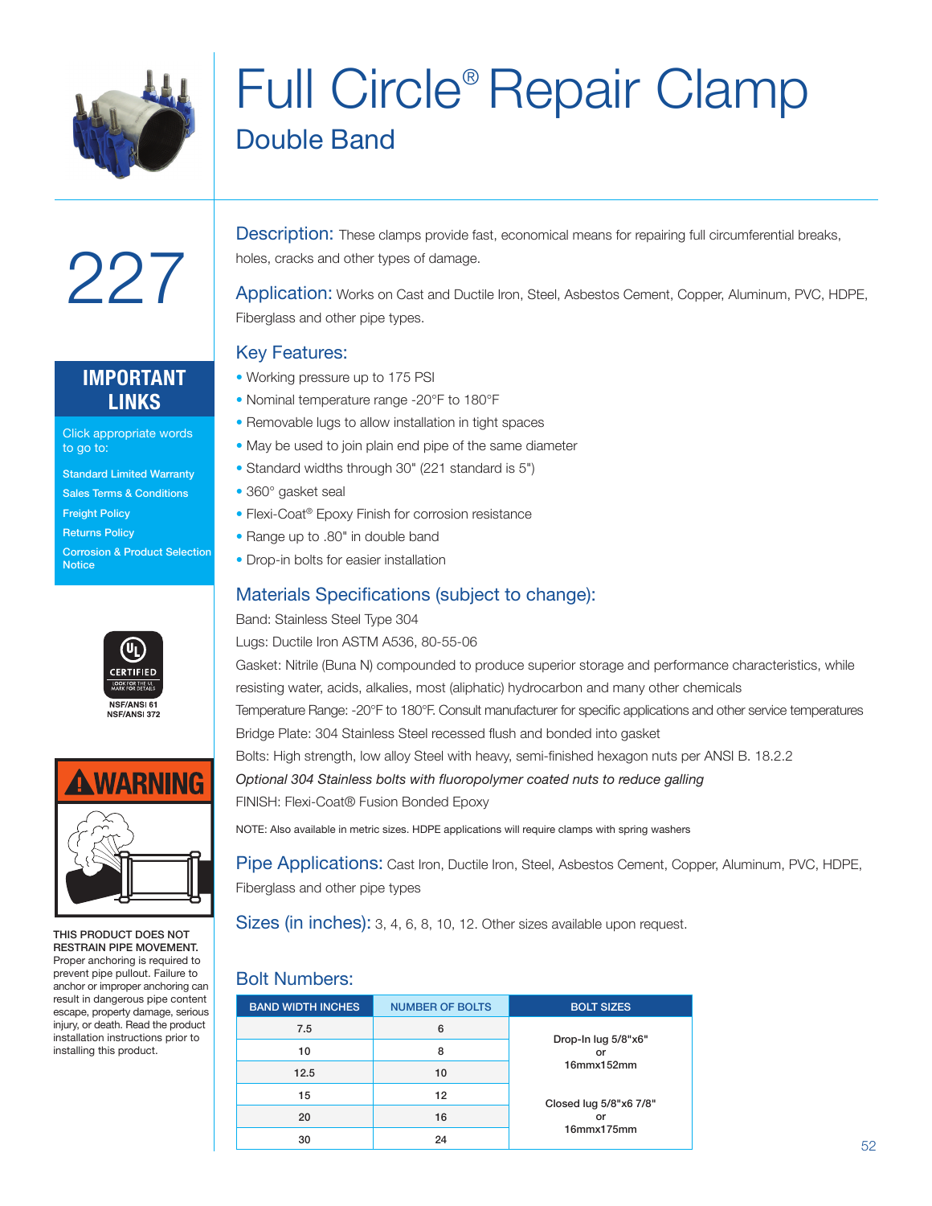# Full Circle® Repair Clamp

## Double Band

# 227

**IMPORTANT LINKS**

Click appropriate words to go to:

- Standard Limited Warranty
- Sales Terms & Conditions
- Freight Policy
- Returns Policy
- Corrosion & Product Selection Notice

CERTIFIED
NSF/ANSI 61
NSF/ANSI 372

**WARNING**

**THIS PRODUCT DOES NOT RESTRAIN PIPE MOVEMENT.** Proper anchoring is required to prevent pipe pullout. Failure to anchor or improper anchoring can result in dangerous pipe content escape, property damage, serious injury, or death. Read the product installation instructions prior to installing this product.

**Description:** These clamps provide fast, economical means for repairing full circumferential breaks, holes, cracks and other types of damage.

**Application:** Works on Cast and Ductile Iron, Steel, Asbestos Cement, Copper, Aluminum, PVC, HDPE, Fiberglass and other pipe types.

### Key Features:

- Working pressure up to 175 PSI
- Nominal temperature range -20°F to 180°F
- Removable lugs to allow installation in tight spaces
- May be used to join plain end pipe of the same diameter
- Standard widths through 30" (221 standard is 5")
- 360° gasket seal
- Flexi-Coat® Epoxy Finish for corrosion resistance
- Range up to .80" in double band
- Drop-in bolts for easier installation

### Materials Specifications (subject to change):

Band: Stainless Steel Type 304

Lugs: Ductile Iron ASTM A536, 80-55-06

Gasket: Nitrile (Buna N) compounded to produce superior storage and performance characteristics, while resisting water, acids, alkalies, most (aliphatic) hydrocarbon and many other chemicals

Temperature Range: -20°F to 180°F. Consult manufacturer for specific applications and other service temperatures

Bridge Plate: 304 Stainless Steel recessed flush and bonded into gasket

Bolts: High strength, low alloy Steel with heavy, semi-finished hexagon nuts per ANSI B. 18.2.2

*Optional 304 Stainless bolts with fluoropolymer coated nuts to reduce galling*

FINISH: Flexi-Coat® Fusion Bonded Epoxy

NOTE: Also available in metric sizes. HDPE applications will require clamps with spring washers

**Pipe Applications:** Cast Iron, Ductile Iron, Steel, Asbestos Cement, Copper, Aluminum, PVC, HDPE, Fiberglass and other pipe types

**Sizes (in inches):** 3, 4, 6, 8, 10, 12. Other sizes available upon request.

### Bolt Numbers:

| BAND WIDTH INCHES | NUMBER OF BOLTS | BOLT SIZES |
|---|---|---|
| 7.5 | 6 | Drop-In lug 5/8"x6" or 16mmx152mm |
| 10 | 8 | |
| 12.5 | 10 | |
| 15 | 12 | Closed lug 5/8"x6 7/8" or 16mmx175mm |
| 20 | 16 | |
| 30 | 24 | |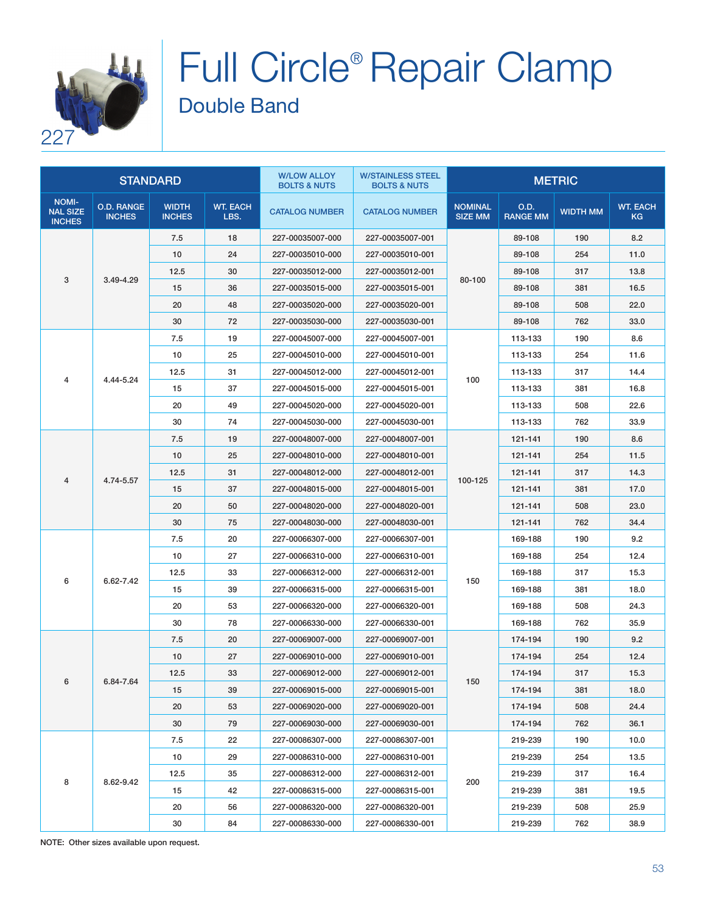227

# Full Circle® Repair Clamp

## Double Band

| STANDARD | | | | W/LOW ALLOY BOLTS & NUTS | W/STAINLESS STEEL BOLTS & NUTS | METRIC | | | |
|---|---|---|---|---|---|---|---|---|---|
| NOMINAL SIZE INCHES | O.D. RANGE INCHES | WIDTH INCHES | WT. EACH LBS. | CATALOG NUMBER | CATALOG NUMBER | NOMINAL SIZE MM | O.D. RANGE MM | WIDTH MM | WT. EACH KG |
| 3 | 3.49-4.29 | 7.5 | 18 | 227-00035007-000 | 227-00035007-001 | 80-100 | 89-108 | 190 | 8.2 |
| | | 10 | 24 | 227-00035010-000 | 227-00035010-001 | | 89-108 | 254 | 11.0 |
| | | 12.5 | 30 | 227-00035012-000 | 227-00035012-001 | | 89-108 | 317 | 13.8 |
| | | 15 | 36 | 227-00035015-000 | 227-00035015-001 | | 89-108 | 381 | 16.5 |
| | | 20 | 48 | 227-00035020-000 | 227-00035020-001 | | 89-108 | 508 | 22.0 |
| | | 30 | 72 | 227-00035030-000 | 227-00035030-001 | | 89-108 | 762 | 33.0 |
| 4 | 4.44-5.24 | 7.5 | 19 | 227-00045007-000 | 227-00045007-001 | 100 | 113-133 | 190 | 8.6 |
| | | 10 | 25 | 227-00045010-000 | 227-00045010-001 | | 113-133 | 254 | 11.6 |
| | | 12.5 | 31 | 227-00045012-000 | 227-00045012-001 | | 113-133 | 317 | 14.4 |
| | | 15 | 37 | 227-00045015-000 | 227-00045015-001 | | 113-133 | 381 | 16.8 |
| | | 20 | 49 | 227-00045020-000 | 227-00045020-001 | | 113-133 | 508 | 22.6 |
| | | 30 | 74 | 227-00045030-000 | 227-00045030-001 | | 113-133 | 762 | 33.9 |
| 4 | 4.74-5.57 | 7.5 | 19 | 227-00048007-000 | 227-00048007-001 | 100-125 | 121-141 | 190 | 8.6 |
| | | 10 | 25 | 227-00048010-000 | 227-00048010-001 | | 121-141 | 254 | 11.5 |
| | | 12.5 | 31 | 227-00048012-000 | 227-00048012-001 | | 121-141 | 317 | 14.3 |
| | | 15 | 37 | 227-00048015-000 | 227-00048015-001 | | 121-141 | 381 | 17.0 |
| | | 20 | 50 | 227-00048020-000 | 227-00048020-001 | | 121-141 | 508 | 23.0 |
| | | 30 | 75 | 227-00048030-000 | 227-00048030-001 | | 121-141 | 762 | 34.4 |
| 6 | 6.62-7.42 | 7.5 | 20 | 227-00066307-000 | 227-00066307-001 | 150 | 169-188 | 190 | 9.2 |
| | | 10 | 27 | 227-00066310-000 | 227-00066310-001 | | 169-188 | 254 | 12.4 |
| | | 12.5 | 33 | 227-00066312-000 | 227-00066312-001 | | 169-188 | 317 | 15.3 |
| | | 15 | 39 | 227-00066315-000 | 227-00066315-001 | | 169-188 | 381 | 18.0 |
| | | 20 | 53 | 227-00066320-000 | 227-00066320-001 | | 169-188 | 508 | 24.3 |
| | | 30 | 78 | 227-00066330-000 | 227-00066330-001 | | 169-188 | 762 | 35.9 |
| 6 | 6.84-7.64 | 7.5 | 20 | 227-00069007-000 | 227-00069007-001 | 150 | 174-194 | 190 | 9.2 |
| | | 10 | 27 | 227-00069010-000 | 227-00069010-001 | | 174-194 | 254 | 12.4 |
| | | 12.5 | 33 | 227-00069012-000 | 227-00069012-001 | | 174-194 | 317 | 15.3 |
| | | 15 | 39 | 227-00069015-000 | 227-00069015-001 | | 174-194 | 381 | 18.0 |
| | | 20 | 53 | 227-00069020-000 | 227-00069020-001 | | 174-194 | 508 | 24.4 |
| | | 30 | 79 | 227-00069030-000 | 227-00069030-001 | | 174-194 | 762 | 36.1 |
| 8 | 8.62-9.42 | 7.5 | 22 | 227-00086307-000 | 227-00086307-001 | 200 | 219-239 | 190 | 10.0 |
| | | 10 | 29 | 227-00086310-000 | 227-00086310-001 | | 219-239 | 254 | 13.5 |
| | | 12.5 | 35 | 227-00086312-000 | 227-00086312-001 | | 219-239 | 317 | 16.4 |
| | | 15 | 42 | 227-00086315-000 | 227-00086315-001 | | 219-239 | 381 | 19.5 |
| | | 20 | 56 | 227-00086320-000 | 227-00086320-001 | | 219-239 | 508 | 25.9 |
| | | 30 | 84 | 227-00086330-000 | 227-00086330-001 | | 219-239 | 762 | 38.9 |

NOTE: Other sizes available upon request.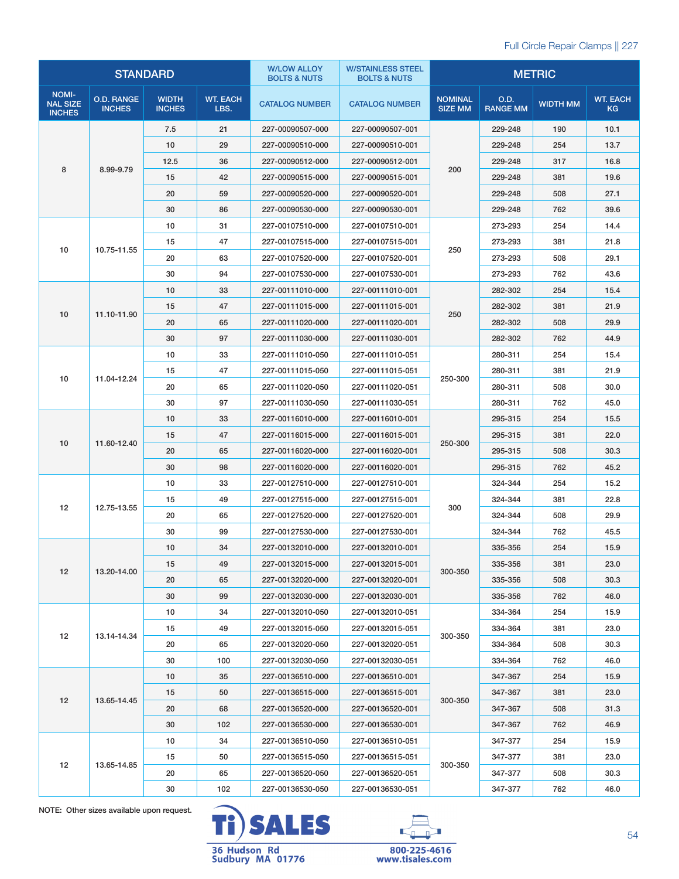| STANDARD | | | | W/LOW ALLOY BOLTS & NUTS | W/STAINLESS STEEL BOLTS & NUTS | METRIC | | | |
|---|---|---|---|---|---|---|---|---|---|
| NOMINAL SIZE INCHES | O.D. RANGE INCHES | WIDTH INCHES | WT. EACH LBS. | CATALOG NUMBER | CATALOG NUMBER | NOMINAL SIZE MM | O.D. RANGE MM | WIDTH MM | WT. EACH KG |
| 8 | 8.99-9.79 | 7.5 | 21 | 227-00090507-000 | 227-00090507-001 | 200 | 229-248 | 190 | 10.1 |
| | | 10 | 29 | 227-00090510-000 | 227-00090510-001 | | 229-248 | 254 | 13.7 |
| | | 12.5 | 36 | 227-00090512-000 | 227-00090512-001 | | 229-248 | 317 | 16.8 |
| | | 15 | 42 | 227-00090515-000 | 227-00090515-001 | | 229-248 | 381 | 19.6 |
| | | 20 | 59 | 227-00090520-000 | 227-00090520-001 | | 229-248 | 508 | 27.1 |
| | | 30 | 86 | 227-00090530-000 | 227-00090530-001 | | 229-248 | 762 | 39.6 |
| 10 | 10.75-11.55 | 10 | 31 | 227-00107510-000 | 227-00107510-001 | 250 | 273-293 | 254 | 14.4 |
| | | 15 | 47 | 227-00107515-000 | 227-00107515-001 | | 273-293 | 381 | 21.8 |
| | | 20 | 63 | 227-00107520-000 | 227-00107520-001 | | 273-293 | 508 | 29.1 |
| | | 30 | 94 | 227-00107530-000 | 227-00107530-001 | | 273-293 | 762 | 43.6 |
| 10 | 11.10-11.90 | 10 | 33 | 227-00111010-000 | 227-00111010-001 | 250 | 282-302 | 254 | 15.4 |
| | | 15 | 47 | 227-00111015-000 | 227-00111015-001 | | 282-302 | 381 | 21.9 |
| | | 20 | 65 | 227-00111020-000 | 227-00111020-001 | | 282-302 | 508 | 29.9 |
| | | 30 | 97 | 227-00111030-000 | 227-00111030-001 | | 282-302 | 762 | 44.9 |
| 10 | 11.04-12.24 | 10 | 33 | 227-00111010-050 | 227-00111010-051 | 250-300 | 280-311 | 254 | 15.4 |
| | | 15 | 47 | 227-00111015-050 | 227-00111015-051 | | 280-311 | 381 | 21.9 |
| | | 20 | 65 | 227-00111020-050 | 227-00111020-051 | | 280-311 | 508 | 30.0 |
| | | 30 | 97 | 227-00111030-050 | 227-00111030-051 | | 280-311 | 762 | 45.0 |
| 10 | 11.60-12.40 | 10 | 33 | 227-00116010-000 | 227-00116010-001 | 250-300 | 295-315 | 254 | 15.5 |
| | | 15 | 47 | 227-00116015-000 | 227-00116015-001 | | 295-315 | 381 | 22.0 |
| | | 20 | 65 | 227-00116020-000 | 227-00116020-001 | | 295-315 | 508 | 30.3 |
| | | 30 | 98 | 227-00116020-000 | 227-00116020-001 | | 295-315 | 762 | 45.2 |
| 12 | 12.75-13.55 | 10 | 33 | 227-00127510-000 | 227-00127510-001 | 300 | 324-344 | 254 | 15.2 |
| | | 15 | 49 | 227-00127515-000 | 227-00127515-001 | | 324-344 | 381 | 22.8 |
| | | 20 | 65 | 227-00127520-000 | 227-00127520-001 | | 324-344 | 508 | 29.9 |
| | | 30 | 99 | 227-00127530-000 | 227-00127530-001 | | 324-344 | 762 | 45.5 |
| 12 | 13.20-14.00 | 10 | 34 | 227-00132010-000 | 227-00132010-001 | 300-350 | 335-356 | 254 | 15.9 |
| | | 15 | 49 | 227-00132015-000 | 227-00132015-001 | | 335-356 | 381 | 23.0 |
| | | 20 | 65 | 227-00132020-000 | 227-00132020-001 | | 335-356 | 508 | 30.3 |
| | | 30 | 99 | 227-00132030-000 | 227-00132030-001 | | 335-356 | 762 | 46.0 |
| 12 | 13.14-14.34 | 10 | 34 | 227-00132010-050 | 227-00132010-051 | 300-350 | 334-364 | 254 | 15.9 |
| | | 15 | 49 | 227-00132015-050 | 227-00132015-051 | | 334-364 | 381 | 23.0 |
| | | 20 | 65 | 227-00132020-050 | 227-00132020-051 | | 334-364 | 508 | 30.3 |
| | | 30 | 100 | 227-00132030-050 | 227-00132030-051 | | 334-364 | 762 | 46.0 |
| 12 | 13.65-14.45 | 10 | 35 | 227-00136510-000 | 227-00136510-001 | 300-350 | 347-367 | 254 | 15.9 |
| | | 15 | 50 | 227-00136515-000 | 227-00136515-001 | | 347-367 | 381 | 23.0 |
| | | 20 | 68 | 227-00136520-000 | 227-00136520-001 | | 347-367 | 508 | 31.3 |
| | | 30 | 102 | 227-00136530-000 | 227-00136530-001 | | 347-367 | 762 | 46.9 |
| 12 | 13.65-14.85 | 10 | 34 | 227-00136510-050 | 227-00136510-051 | 300-350 | 347-377 | 254 | 15.9 |
| | | 15 | 50 | 227-00136515-050 | 227-00136515-051 | | 347-377 | 381 | 23.0 |
| | | 20 | 65 | 227-00136520-050 | 227-00136520-051 | | 347-377 | 508 | 30.3 |
| | | 30 | 102 | 227-00136530-050 | 227-00136530-051 | | 347-377 | 762 | 46.0 |

NOTE: Other sizes available upon request.

Ti SALES
36 Hudson Rd
Sudbury MA 01776

800-225-4616
www.tisales.com